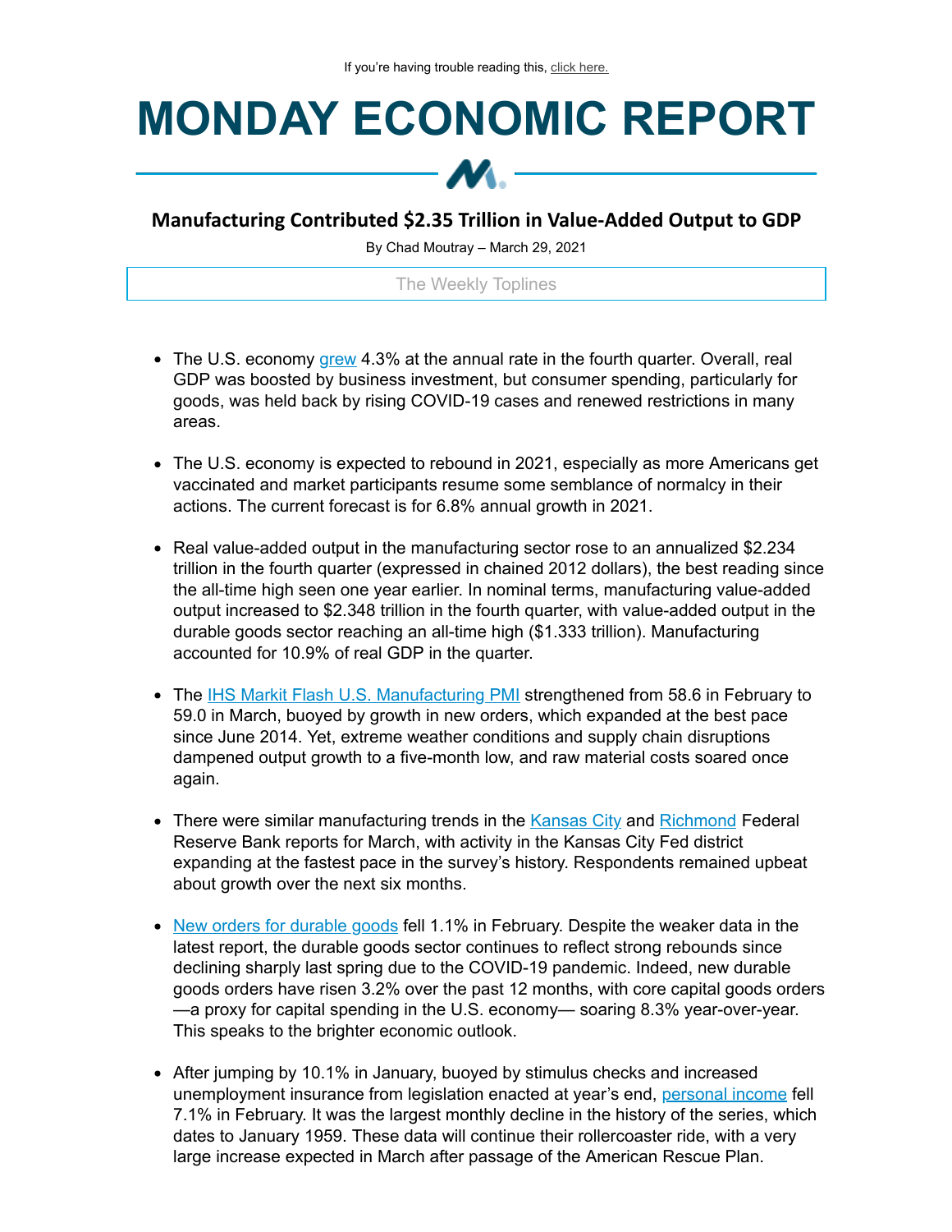If you're having trouble reading this, click here.

# MONDAY ECONOMIC REPORT

## Manufacturing Contributed $2.35 Trillion in Value-Added Output to GDP

By Chad Moutray – March 29, 2021

The Weekly Toplines

- The U.S. economy grew 4.3% at the annual rate in the fourth quarter. Overall, real GDP was boosted by business investment, but consumer spending, particularly for goods, was held back by rising COVID-19 cases and renewed restrictions in many areas.

- The U.S. economy is expected to rebound in 2021, especially as more Americans get vaccinated and market participants resume some semblance of normalcy in their actions. The current forecast is for 6.8% annual growth in 2021.

- Real value-added output in the manufacturing sector rose to an annualized $2.234 trillion in the fourth quarter (expressed in chained 2012 dollars), the best reading since the all-time high seen one year earlier. In nominal terms, manufacturing value-added output increased to $2.348 trillion in the fourth quarter, with value-added output in the durable goods sector reaching an all-time high ($1.333 trillion). Manufacturing accounted for 10.9% of real GDP in the quarter.

- The IHS Markit Flash U.S. Manufacturing PMI strengthened from 58.6 in February to 59.0 in March, buoyed by growth in new orders, which expanded at the best pace since June 2014. Yet, extreme weather conditions and supply chain disruptions dampened output growth to a five-month low, and raw material costs soared once again.

- There were similar manufacturing trends in the Kansas City and Richmond Federal Reserve Bank reports for March, with activity in the Kansas City Fed district expanding at the fastest pace in the survey's history. Respondents remained upbeat about growth over the next six months.

- New orders for durable goods fell 1.1% in February. Despite the weaker data in the latest report, the durable goods sector continues to reflect strong rebounds since declining sharply last spring due to the COVID-19 pandemic. Indeed, new durable goods orders have risen 3.2% over the past 12 months, with core capital goods orders —a proxy for capital spending in the U.S. economy— soaring 8.3% year-over-year. This speaks to the brighter economic outlook.

- After jumping by 10.1% in January, buoyed by stimulus checks and increased unemployment insurance from legislation enacted at year's end, personal income fell 7.1% in February. It was the largest monthly decline in the history of the series, which dates to January 1959. These data will continue their rollercoaster ride, with a very large increase expected in March after passage of the American Rescue Plan.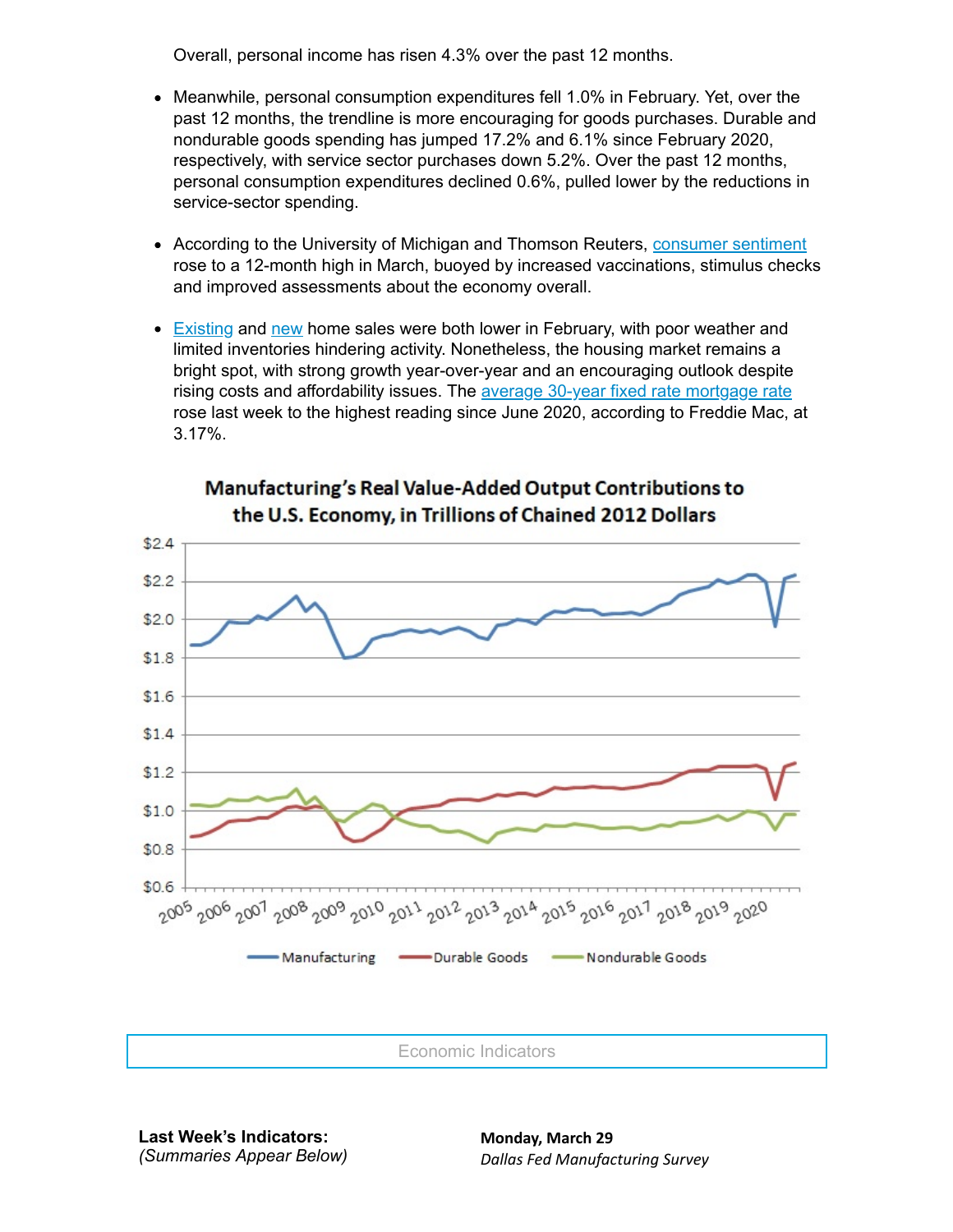Overall, personal income has risen 4.3% over the past 12 months.

- Meanwhile, personal consumption expenditures fell 1.0% in February. Yet, over the past 12 months, the trendline is more encouraging for goods purchases. Durable and nondurable goods spending has jumped 17.2% and 6.1% since February 2020, respectively, with service sector purchases down 5.2%. Over the past 12 months, personal consumption expenditures declined 0.6%, pulled lower by the reductions in service-sector spending.

- According to the University of Michigan and Thomson Reuters, consumer sentiment rose to a 12-month high in March, buoyed by increased vaccinations, stimulus checks and improved assessments about the economy overall.

- Existing and new home sales were both lower in February, with poor weather and limited inventories hindering activity. Nonetheless, the housing market remains a bright spot, with strong growth year-over-year and an encouraging outlook despite rising costs and affordability issues. The average 30-year fixed rate mortgage rate rose last week to the highest reading since June 2020, according to Freddie Mac, at 3.17%.

**Manufacturing's Real Value-Added Output Contributions to the U.S. Economy, in Trillions of Chained 2012 Dollars**

Economic Indicators

**Last Week's Indicators:**
*(Summaries Appear Below)*

**Monday, March 29**
*Dallas Fed Manufacturing Survey*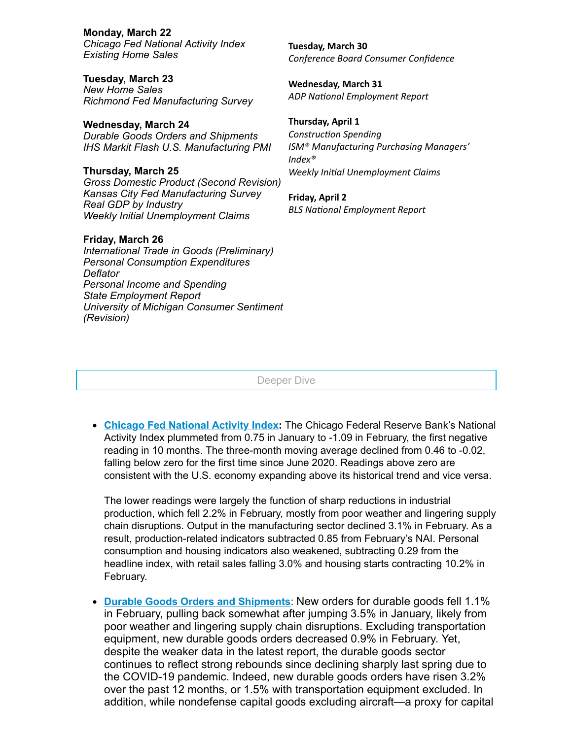**Monday, March 22**
*Chicago Fed National Activity Index*
*Existing Home Sales*

**Tuesday, March 23**
*New Home Sales*
*Richmond Fed Manufacturing Survey*

**Wednesday, March 24**
*Durable Goods Orders and Shipments*
*IHS Markit Flash U.S. Manufacturing PMI*

**Thursday, March 25**
*Gross Domestic Product (Second Revision)*
*Kansas City Fed Manufacturing Survey*
*Real GDP by Industry*
*Weekly Initial Unemployment Claims*

**Friday, March 26**
*International Trade in Goods (Preliminary)*
*Personal Consumption Expenditures Deflator*
*Personal Income and Spending*
*State Employment Report*
*University of Michigan Consumer Sentiment (Revision)*

**Tuesday, March 30**
*Conference Board Consumer Confidence*

**Wednesday, March 31**
*ADP National Employment Report*

**Thursday, April 1**
*Construction Spending*
*ISM® Manufacturing Purchasing Managers' Index®*
*Weekly Initial Unemployment Claims*

**Friday, April 2**
*BLS National Employment Report*

## Deeper Dive

- **Chicago Fed National Activity Index:** The Chicago Federal Reserve Bank's National Activity Index plummeted from 0.75 in January to -1.09 in February, the first negative reading in 10 months. The three-month moving average declined from 0.46 to -0.02, falling below zero for the first time since June 2020. Readings above zero are consistent with the U.S. economy expanding above its historical trend and vice versa.

  The lower readings were largely the function of sharp reductions in industrial production, which fell 2.2% in February, mostly from poor weather and lingering supply chain disruptions. Output in the manufacturing sector declined 3.1% in February. As a result, production-related indicators subtracted 0.85 from February's NAI. Personal consumption and housing indicators also weakened, subtracting 0.29 from the headline index, with retail sales falling 3.0% and housing starts contracting 10.2% in February.

- **Durable Goods Orders and Shipments**: New orders for durable goods fell 1.1% in February, pulling back somewhat after jumping 3.5% in January, likely from poor weather and lingering supply chain disruptions. Excluding transportation equipment, new durable goods orders decreased 0.9% in February. Yet, despite the weaker data in the latest report, the durable goods sector continues to reflect strong rebounds since declining sharply last spring due to the COVID-19 pandemic. Indeed, new durable goods orders have risen 3.2% over the past 12 months, or 1.5% with transportation equipment excluded. In addition, while nondefense capital goods excluding aircraft—a proxy for capital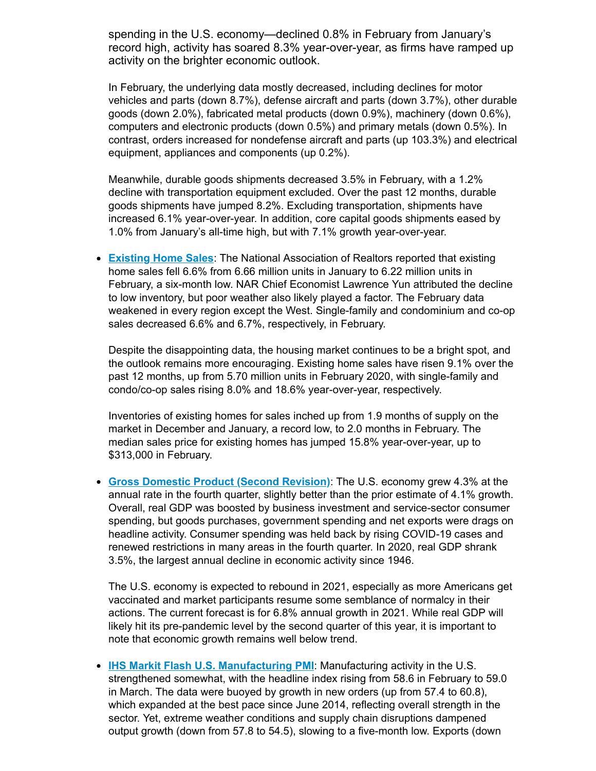spending in the U.S. economy—declined 0.8% in February from January's record high, activity has soared 8.3% year-over-year, as firms have ramped up activity on the brighter economic outlook.

In February, the underlying data mostly decreased, including declines for motor vehicles and parts (down 8.7%), defense aircraft and parts (down 3.7%), other durable goods (down 2.0%), fabricated metal products (down 0.9%), machinery (down 0.6%), computers and electronic products (down 0.5%) and primary metals (down 0.5%). In contrast, orders increased for nondefense aircraft and parts (up 103.3%) and electrical equipment, appliances and components (up 0.2%).

Meanwhile, durable goods shipments decreased 3.5% in February, with a 1.2% decline with transportation equipment excluded. Over the past 12 months, durable goods shipments have jumped 8.2%. Excluding transportation, shipments have increased 6.1% year-over-year. In addition, core capital goods shipments eased by 1.0% from January's all-time high, but with 7.1% growth year-over-year.

- **Existing Home Sales**: The National Association of Realtors reported that existing home sales fell 6.6% from 6.66 million units in January to 6.22 million units in February, a six-month low. NAR Chief Economist Lawrence Yun attributed the decline to low inventory, but poor weather also likely played a factor. The February data weakened in every region except the West. Single-family and condominium and co-op sales decreased 6.6% and 6.7%, respectively, in February.

  Despite the disappointing data, the housing market continues to be a bright spot, and the outlook remains more encouraging. Existing home sales have risen 9.1% over the past 12 months, up from 5.70 million units in February 2020, with single-family and condo/co-op sales rising 8.0% and 18.6% year-over-year, respectively.

  Inventories of existing homes for sales inched up from 1.9 months of supply on the market in December and January, a record low, to 2.0 months in February. The median sales price for existing homes has jumped 15.8% year-over-year, up to $313,000 in February.

- **Gross Domestic Product (Second Revision)**: The U.S. economy grew 4.3% at the annual rate in the fourth quarter, slightly better than the prior estimate of 4.1% growth. Overall, real GDP was boosted by business investment and service-sector consumer spending, but goods purchases, government spending and net exports were drags on headline activity. Consumer spending was held back by rising COVID-19 cases and renewed restrictions in many areas in the fourth quarter. In 2020, real GDP shrank 3.5%, the largest annual decline in economic activity since 1946.

  The U.S. economy is expected to rebound in 2021, especially as more Americans get vaccinated and market participants resume some semblance of normalcy in their actions. The current forecast is for 6.8% annual growth in 2021. While real GDP will likely hit its pre-pandemic level by the second quarter of this year, it is important to note that economic growth remains well below trend.

- **IHS Markit Flash U.S. Manufacturing PMI**: Manufacturing activity in the U.S. strengthened somewhat, with the headline index rising from 58.6 in February to 59.0 in March. The data were buoyed by growth in new orders (up from 57.4 to 60.8), which expanded at the best pace since June 2014, reflecting overall strength in the sector. Yet, extreme weather conditions and supply chain disruptions dampened output growth (down from 57.8 to 54.5), slowing to a five-month low. Exports (down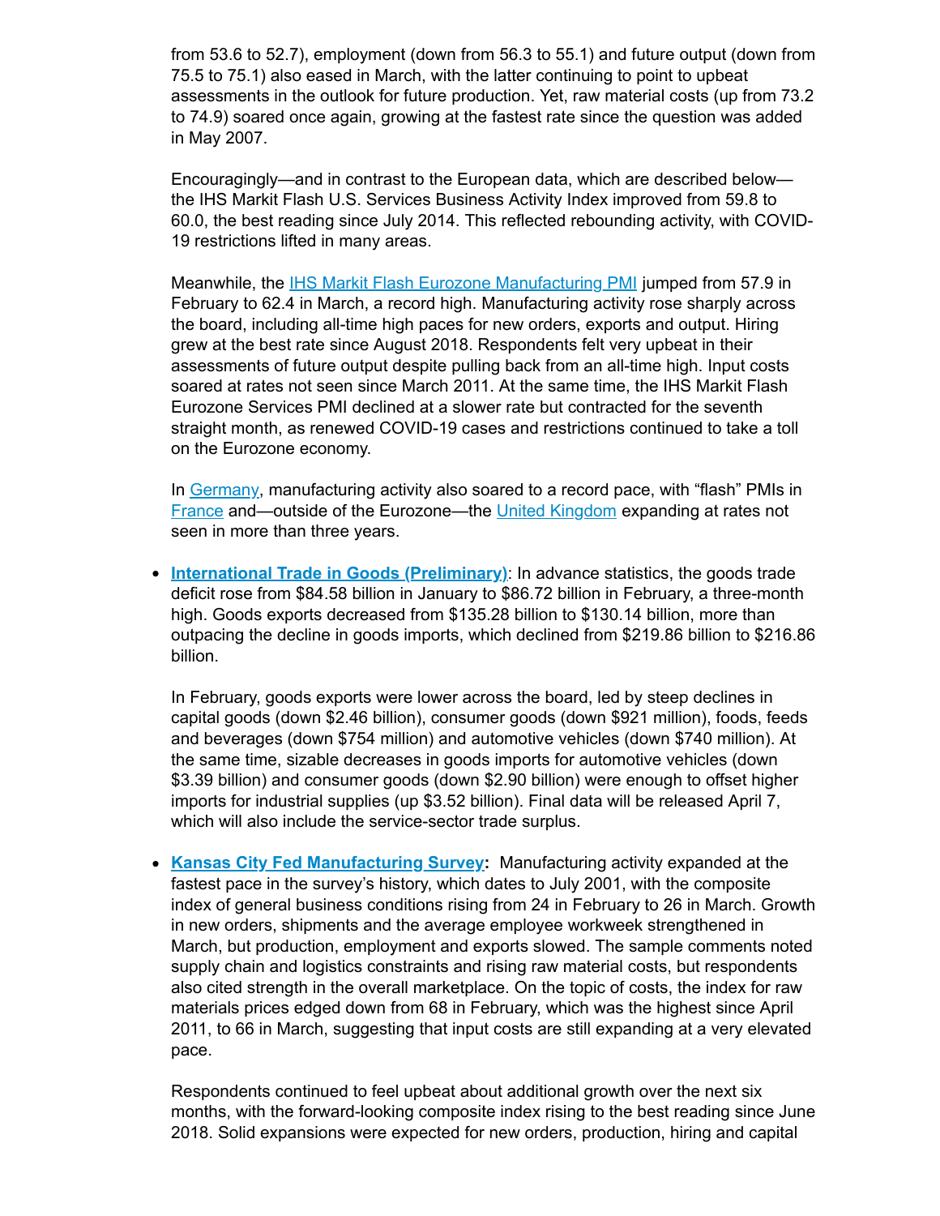from 53.6 to 52.7), employment (down from 56.3 to 55.1) and future output (down from 75.5 to 75.1) also eased in March, with the latter continuing to point to upbeat assessments in the outlook for future production. Yet, raw material costs (up from 73.2 to 74.9) soared once again, growing at the fastest rate since the question was added in May 2007.

Encouragingly—and in contrast to the European data, which are described below—the IHS Markit Flash U.S. Services Business Activity Index improved from 59.8 to 60.0, the best reading since July 2014. This reflected rebounding activity, with COVID-19 restrictions lifted in many areas.

Meanwhile, the [IHS Markit Flash Eurozone Manufacturing PMI](#) jumped from 57.9 in February to 62.4 in March, a record high. Manufacturing activity rose sharply across the board, including all-time high paces for new orders, exports and output. Hiring grew at the best rate since August 2018. Respondents felt very upbeat in their assessments of future output despite pulling back from an all-time high. Input costs soared at rates not seen since March 2011. At the same time, the IHS Markit Flash Eurozone Services PMI declined at a slower rate but contracted for the seventh straight month, as renewed COVID-19 cases and restrictions continued to take a toll on the Eurozone economy.

In [Germany](#), manufacturing activity also soared to a record pace, with "flash" PMIs in [France](#) and—outside of the Eurozone—the [United Kingdom](#) expanding at rates not seen in more than three years.

- **[International Trade in Goods (Preliminary)](#)**: In advance statistics, the goods trade deficit rose from $84.58 billion in January to $86.72 billion in February, a three-month high. Goods exports decreased from $135.28 billion to $130.14 billion, more than outpacing the decline in goods imports, which declined from $219.86 billion to $216.86 billion.

  In February, goods exports were lower across the board, led by steep declines in capital goods (down $2.46 billion), consumer goods (down $921 million), foods, feeds and beverages (down $754 million) and automotive vehicles (down $740 million). At the same time, sizable decreases in goods imports for automotive vehicles (down $3.39 billion) and consumer goods (down $2.90 billion) were enough to offset higher imports for industrial supplies (up $3.52 billion). Final data will be released April 7, which will also include the service-sector trade surplus.

- **[Kansas City Fed Manufacturing Survey](#):** Manufacturing activity expanded at the fastest pace in the survey's history, which dates to July 2001, with the composite index of general business conditions rising from 24 in February to 26 in March. Growth in new orders, shipments and the average employee workweek strengthened in March, but production, employment and exports slowed. The sample comments noted supply chain and logistics constraints and rising raw material costs, but respondents also cited strength in the overall marketplace. On the topic of costs, the index for raw materials prices edged down from 68 in February, which was the highest since April 2011, to 66 in March, suggesting that input costs are still expanding at a very elevated pace.

  Respondents continued to feel upbeat about additional growth over the next six months, with the forward-looking composite index rising to the best reading since June 2018. Solid expansions were expected for new orders, production, hiring and capital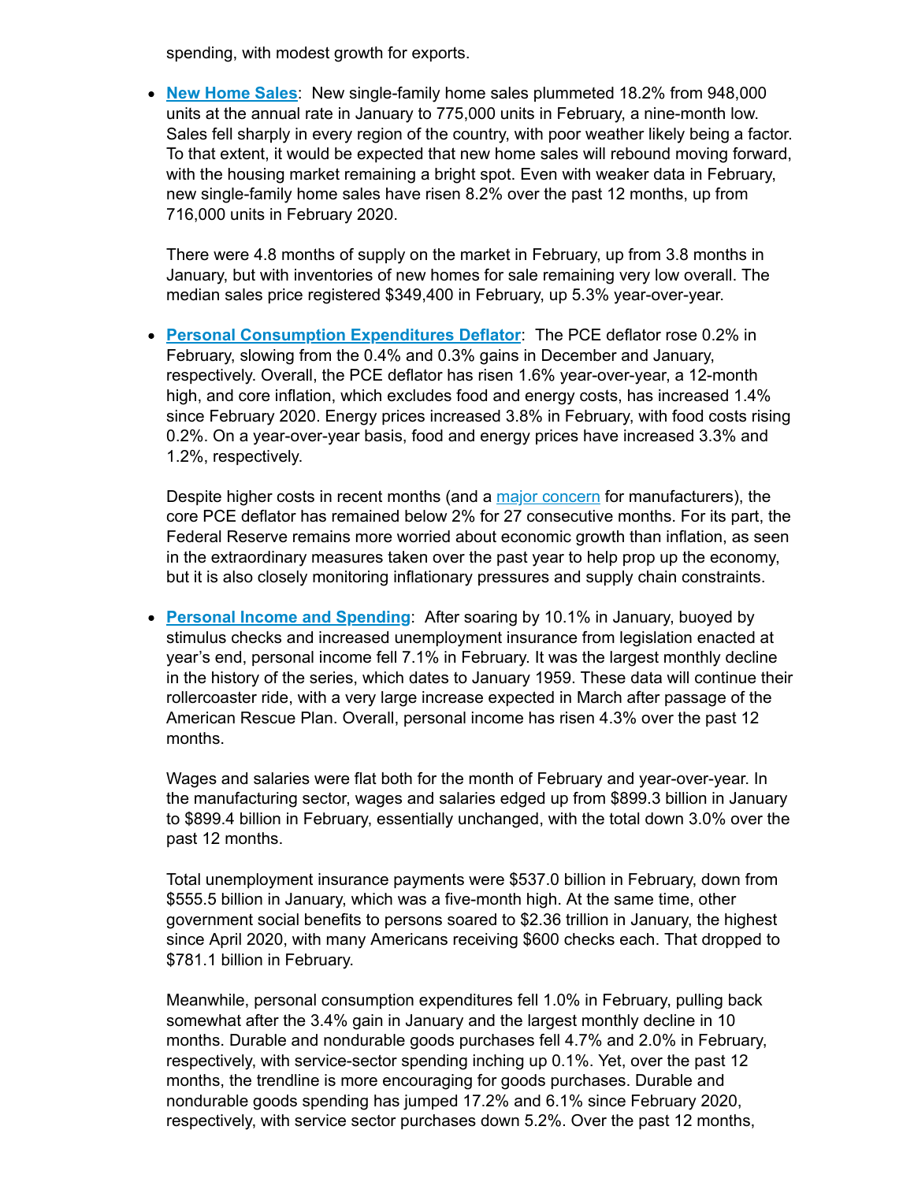spending, with modest growth for exports.

- **New Home Sales**: New single-family home sales plummeted 18.2% from 948,000 units at the annual rate in January to 775,000 units in February, a nine-month low. Sales fell sharply in every region of the country, with poor weather likely being a factor. To that extent, it would be expected that new home sales will rebound moving forward, with the housing market remaining a bright spot. Even with weaker data in February, new single-family home sales have risen 8.2% over the past 12 months, up from 716,000 units in February 2020.

  There were 4.8 months of supply on the market in February, up from 3.8 months in January, but with inventories of new homes for sale remaining very low overall. The median sales price registered $349,400 in February, up 5.3% year-over-year.

- **Personal Consumption Expenditures Deflator**: The PCE deflator rose 0.2% in February, slowing from the 0.4% and 0.3% gains in December and January, respectively. Overall, the PCE deflator has risen 1.6% year-over-year, a 12-month high, and core inflation, which excludes food and energy costs, has increased 1.4% since February 2020. Energy prices increased 3.8% in February, with food costs rising 0.2%. On a year-over-year basis, food and energy prices have increased 3.3% and 1.2%, respectively.

  Despite higher costs in recent months (and a major concern for manufacturers), the core PCE deflator has remained below 2% for 27 consecutive months. For its part, the Federal Reserve remains more worried about economic growth than inflation, as seen in the extraordinary measures taken over the past year to help prop up the economy, but it is also closely monitoring inflationary pressures and supply chain constraints.

- **Personal Income and Spending**: After soaring by 10.1% in January, buoyed by stimulus checks and increased unemployment insurance from legislation enacted at year's end, personal income fell 7.1% in February. It was the largest monthly decline in the history of the series, which dates to January 1959. These data will continue their rollercoaster ride, with a very large increase expected in March after passage of the American Rescue Plan. Overall, personal income has risen 4.3% over the past 12 months.

  Wages and salaries were flat both for the month of February and year-over-year. In the manufacturing sector, wages and salaries edged up from $899.3 billion in January to $899.4 billion in February, essentially unchanged, with the total down 3.0% over the past 12 months.

  Total unemployment insurance payments were $537.0 billion in February, down from $555.5 billion in January, which was a five-month high. At the same time, other government social benefits to persons soared to $2.36 trillion in January, the highest since April 2020, with many Americans receiving $600 checks each. That dropped to $781.1 billion in February.

  Meanwhile, personal consumption expenditures fell 1.0% in February, pulling back somewhat after the 3.4% gain in January and the largest monthly decline in 10 months. Durable and nondurable goods purchases fell 4.7% and 2.0% in February, respectively, with service-sector spending inching up 0.1%. Yet, over the past 12 months, the trendline is more encouraging for goods purchases. Durable and nondurable goods spending has jumped 17.2% and 6.1% since February 2020, respectively, with service sector purchases down 5.2%. Over the past 12 months,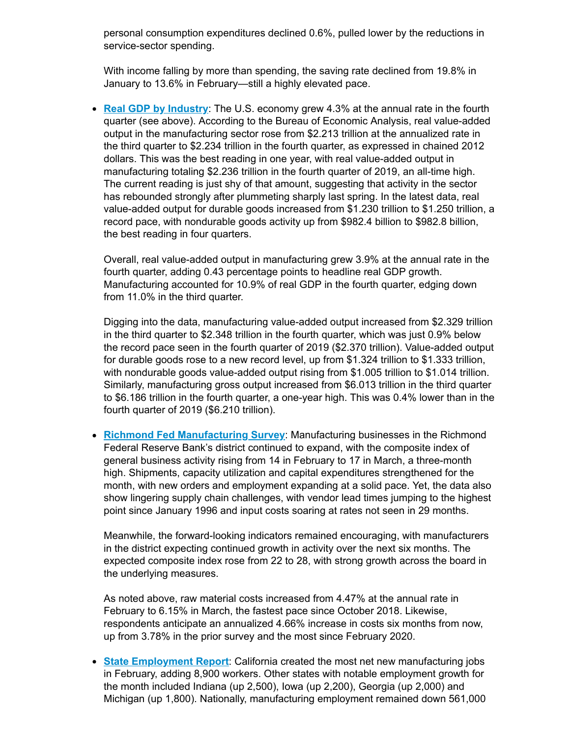personal consumption expenditures declined 0.6%, pulled lower by the reductions in service-sector spending.

With income falling by more than spending, the saving rate declined from 19.8% in January to 13.6% in February—still a highly elevated pace.

- **Real GDP by Industry**: The U.S. economy grew 4.3% at the annual rate in the fourth quarter (see above). According to the Bureau of Economic Analysis, real value-added output in the manufacturing sector rose from $2.213 trillion at the annualized rate in the third quarter to $2.234 trillion in the fourth quarter, as expressed in chained 2012 dollars. This was the best reading in one year, with real value-added output in manufacturing totaling $2.236 trillion in the fourth quarter of 2019, an all-time high. The current reading is just shy of that amount, suggesting that activity in the sector has rebounded strongly after plummeting sharply last spring. In the latest data, real value-added output for durable goods increased from $1.230 trillion to $1.250 trillion, a record pace, with nondurable goods activity up from $982.4 billion to $982.8 billion, the best reading in four quarters.

  Overall, real value-added output in manufacturing grew 3.9% at the annual rate in the fourth quarter, adding 0.43 percentage points to headline real GDP growth. Manufacturing accounted for 10.9% of real GDP in the fourth quarter, edging down from 11.0% in the third quarter.

  Digging into the data, manufacturing value-added output increased from $2.329 trillion in the third quarter to $2.348 trillion in the fourth quarter, which was just 0.9% below the record pace seen in the fourth quarter of 2019 ($2.370 trillion). Value-added output for durable goods rose to a new record level, up from $1.324 trillion to $1.333 trillion, with nondurable goods value-added output rising from $1.005 trillion to $1.014 trillion. Similarly, manufacturing gross output increased from $6.013 trillion in the third quarter to $6.186 trillion in the fourth quarter, a one-year high. This was 0.4% lower than in the fourth quarter of 2019 ($6.210 trillion).

- **Richmond Fed Manufacturing Survey**: Manufacturing businesses in the Richmond Federal Reserve Bank's district continued to expand, with the composite index of general business activity rising from 14 in February to 17 in March, a three-month high. Shipments, capacity utilization and capital expenditures strengthened for the month, with new orders and employment expanding at a solid pace. Yet, the data also show lingering supply chain challenges, with vendor lead times jumping to the highest point since January 1996 and input costs soaring at rates not seen in 29 months.

  Meanwhile, the forward-looking indicators remained encouraging, with manufacturers in the district expecting continued growth in activity over the next six months. The expected composite index rose from 22 to 28, with strong growth across the board in the underlying measures.

  As noted above, raw material costs increased from 4.47% at the annual rate in February to 6.15% in March, the fastest pace since October 2018. Likewise, respondents anticipate an annualized 4.66% increase in costs six months from now, up from 3.78% in the prior survey and the most since February 2020.

- **State Employment Report**: California created the most net new manufacturing jobs in February, adding 8,900 workers. Other states with notable employment growth for the month included Indiana (up 2,500), Iowa (up 2,200), Georgia (up 2,000) and Michigan (up 1,800). Nationally, manufacturing employment remained down 561,000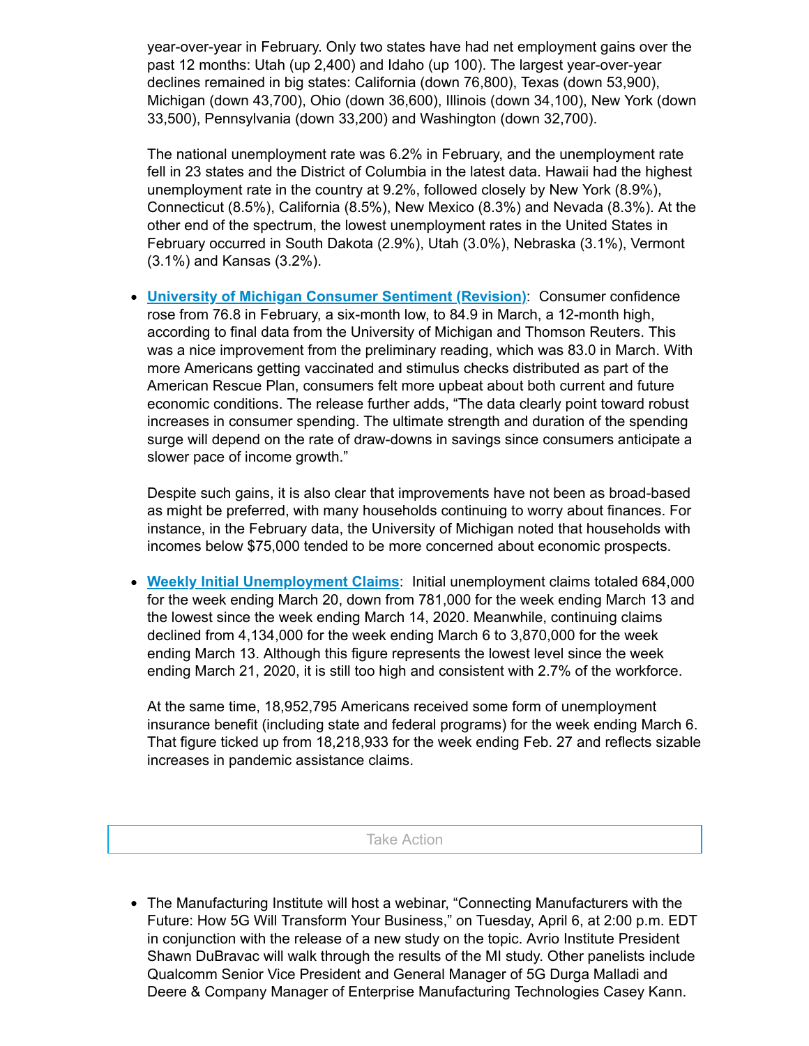year-over-year in February. Only two states have had net employment gains over the past 12 months: Utah (up 2,400) and Idaho (up 100). The largest year-over-year declines remained in big states: California (down 76,800), Texas (down 53,900), Michigan (down 43,700), Ohio (down 36,600), Illinois (down 34,100), New York (down 33,500), Pennsylvania (down 33,200) and Washington (down 32,700).

The national unemployment rate was 6.2% in February, and the unemployment rate fell in 23 states and the District of Columbia in the latest data. Hawaii had the highest unemployment rate in the country at 9.2%, followed closely by New York (8.9%), Connecticut (8.5%), California (8.5%), New Mexico (8.3%) and Nevada (8.3%). At the other end of the spectrum, the lowest unemployment rates in the United States in February occurred in South Dakota (2.9%), Utah (3.0%), Nebraska (3.1%), Vermont (3.1%) and Kansas (3.2%).

- **University of Michigan Consumer Sentiment (Revision)**: Consumer confidence rose from 76.8 in February, a six-month low, to 84.9 in March, a 12-month high, according to final data from the University of Michigan and Thomson Reuters. This was a nice improvement from the preliminary reading, which was 83.0 in March. With more Americans getting vaccinated and stimulus checks distributed as part of the American Rescue Plan, consumers felt more upbeat about both current and future economic conditions. The release further adds, "The data clearly point toward robust increases in consumer spending. The ultimate strength and duration of the spending surge will depend on the rate of draw-downs in savings since consumers anticipate a slower pace of income growth."

  Despite such gains, it is also clear that improvements have not been as broad-based as might be preferred, with many households continuing to worry about finances. For instance, in the February data, the University of Michigan noted that households with incomes below $75,000 tended to be more concerned about economic prospects.

- **Weekly Initial Unemployment Claims**: Initial unemployment claims totaled 684,000 for the week ending March 20, down from 781,000 for the week ending March 13 and the lowest since the week ending March 14, 2020. Meanwhile, continuing claims declined from 4,134,000 for the week ending March 6 to 3,870,000 for the week ending March 13. Although this figure represents the lowest level since the week ending March 21, 2020, it is still too high and consistent with 2.7% of the workforce.

  At the same time, 18,952,795 Americans received some form of unemployment insurance benefit (including state and federal programs) for the week ending March 6. That figure ticked up from 18,218,933 for the week ending Feb. 27 and reflects sizable increases in pandemic assistance claims.

Take Action

- The Manufacturing Institute will host a webinar, "Connecting Manufacturers with the Future: How 5G Will Transform Your Business," on Tuesday, April 6, at 2:00 p.m. EDT in conjunction with the release of a new study on the topic. Avrio Institute President Shawn DuBravac will walk through the results of the MI study. Other panelists include Qualcomm Senior Vice President and General Manager of 5G Durga Malladi and Deere & Company Manager of Enterprise Manufacturing Technologies Casey Kann.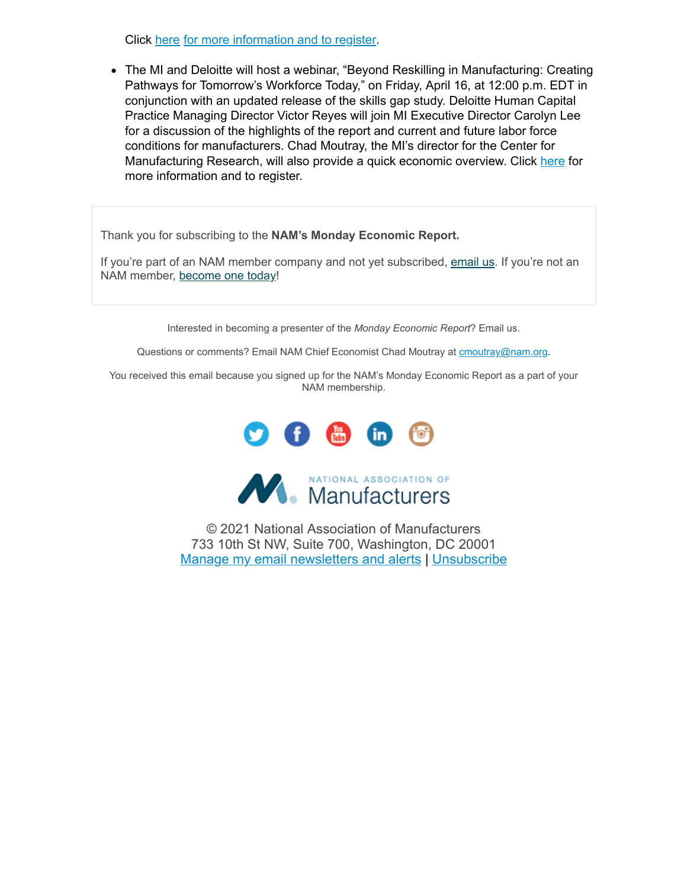Click here for more information and to register.

- The MI and Deloitte will host a webinar, “Beyond Reskilling in Manufacturing: Creating Pathways for Tomorrow’s Workforce Today,” on Friday, April 16, at 12:00 p.m. EDT in conjunction with an updated release of the skills gap study. Deloitte Human Capital Practice Managing Director Victor Reyes will join MI Executive Director Carolyn Lee for a discussion of the highlights of the report and current and future labor force conditions for manufacturers. Chad Moutray, the MI’s director for the Center for Manufacturing Research, will also provide a quick economic overview. Click here for more information and to register.

Thank you for subscribing to the **NAM’s Monday Economic Report.**

If you’re part of an NAM member company and not yet subscribed, email us. If you’re not an NAM member, become one today!

Interested in becoming a presenter of the *Monday Economic Report*? Email us.

Questions or comments? Email NAM Chief Economist Chad Moutray at cmoutray@nam.org.

You received this email because you signed up for the NAM’s Monday Economic Report as a part of your NAM membership.

NATIONAL ASSOCIATION OF Manufacturers

© 2021 National Association of Manufacturers
733 10th St NW, Suite 700, Washington, DC 20001
Manage my email newsletters and alerts | Unsubscribe